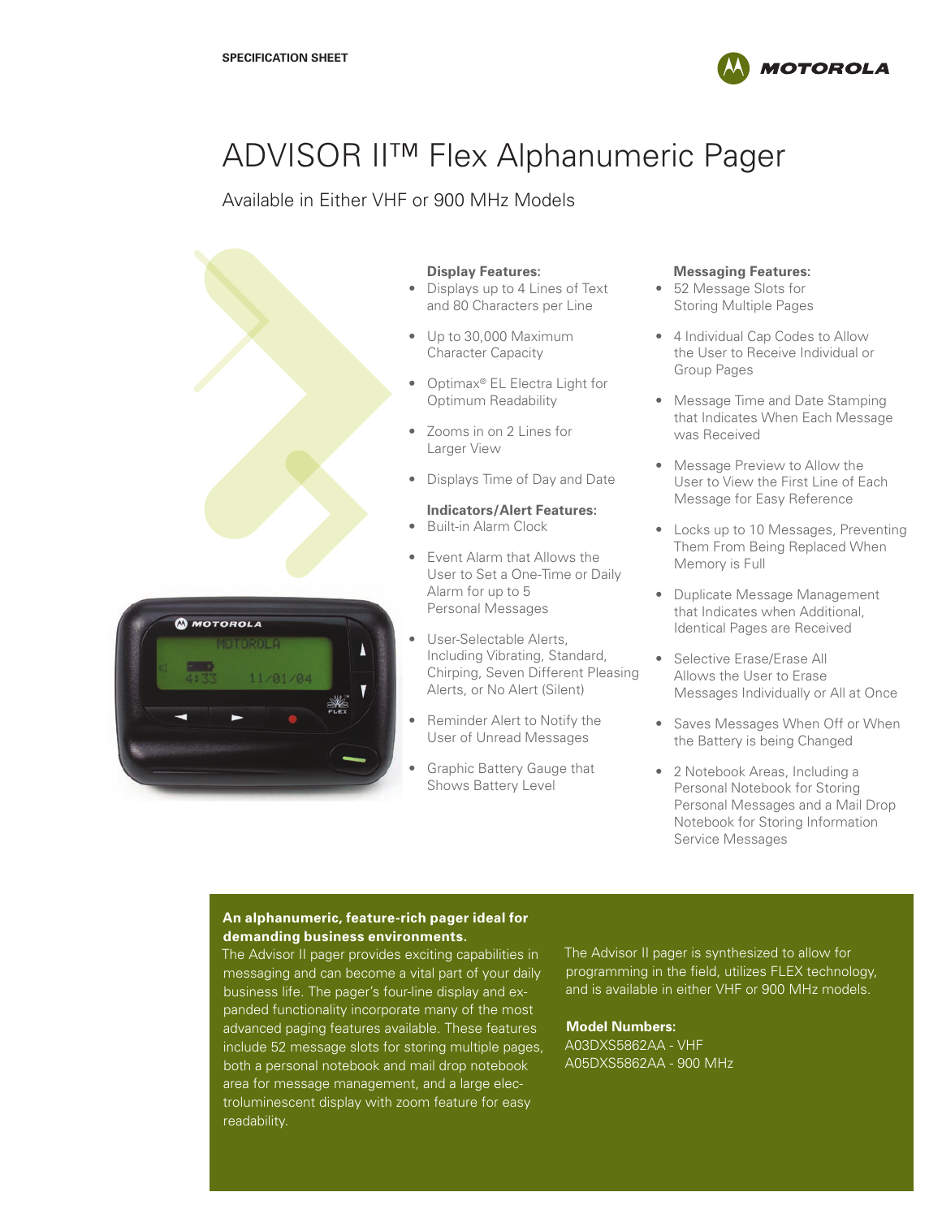SPECIFICATION SHEET

# ADVISOR II™ Flex Alphanumeric Pager

Available in Either VHF or 900 MHz Models

**Display Features:**

- Displays up to 4 Lines of Text and 80 Characters per Line
- Up to 30,000 Maximum Character Capacity
- Optimax® EL Electra Light for Optimum Readability
- Zooms in on 2 Lines for Larger View
- Displays Time of Day and Date

**Indicators/Alert Features:**

- Built-in Alarm Clock
- Event Alarm that Allows the User to Set a One-Time or Daily Alarm for up to 5 Personal Messages
- User-Selectable Alerts, Including Vibrating, Standard, Chirping, Seven Different Pleasing Alerts, or No Alert (Silent)
- Reminder Alert to Notify the User of Unread Messages
- Graphic Battery Gauge that Shows Battery Level

**Messaging Features:**

- 52 Message Slots for Storing Multiple Pages
- 4 Individual Cap Codes to Allow the User to Receive Individual or Group Pages
- Message Time and Date Stamping that Indicates When Each Message was Received
- Message Preview to Allow the User to View the First Line of Each Message for Easy Reference
- Locks up to 10 Messages, Preventing Them From Being Replaced When Memory is Full
- Duplicate Message Management that Indicates when Additional, Identical Pages are Received
- Selective Erase/Erase All Allows the User to Erase Messages Individually or All at Once
- Saves Messages When Off or When the Battery is being Changed
- 2 Notebook Areas, Including a Personal Notebook for Storing Personal Messages and a Mail Drop Notebook for Storing Information Service Messages

**An alphanumeric, feature-rich pager ideal for demanding business environments.**

The Advisor II pager provides exciting capabilities in messaging and can become a vital part of your daily business life. The pager's four-line display and expanded functionality incorporate many of the most advanced paging features available. These features include 52 message slots for storing multiple pages, both a personal notebook and mail drop notebook area for message management, and a large electroluminescent display with zoom feature for easy readability.

The Advisor II pager is synthesized to allow for programming in the field, utilizes FLEX technology, and is available in either VHF or 900 MHz models.

**Model Numbers:**

A03DXS5862AA - VHF

A05DXS5862AA - 900 MHz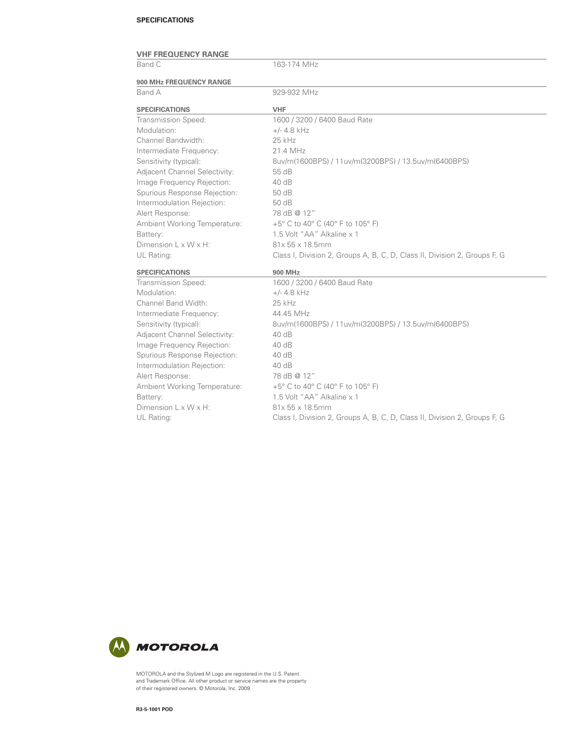## SPECIFICATIONS

| VHF FREQUENCY RANGE | |
|---|---|
| Band C | 163-174 MHz |

| 900 MHz FREQUENCY RANGE | |
|---|---|
| Band A | 929-932 MHz |

| SPECIFICATIONS | VHF |
|---|---|
| Transmission Speed: | 1600 / 3200 / 6400 Baud Rate |
| Modulation: | +/- 4.8 kHz |
| Channel Bandwidth: | 25 kHz |
| Intermediate Frequency: | 21.4 MHz |
| Sensitivity (typical): | 8uv/m(1600BPS) / 11uv/m(3200BPS) / 13.5uv/m(6400BPS) |
| Adjacent Channel Selectivity: | 55 dB |
| Image Frequency Rejection: | 40 dB |
| Spurious Response Rejection: | 50 dB |
| Intermodulation Rejection: | 50 dB |
| Alert Response: | 78 dB @ 12" |
| Ambient Working Temperature: | +5° C to 40° C (40° F to 105° F) |
| Battery: | 1.5 Volt "AA" Alkaline x 1 |
| Dimension L x W x H: | 81x 55 x 18.5mm |
| UL Rating: | Class I, Division 2, Groups A, B, C, D, Class II, Division 2, Groups F, G |

| SPECIFICATIONS | 900 MHz |
|---|---|
| Transmission Speed: | 1600 / 3200 / 6400 Baud Rate |
| Modulation: | +/- 4.8 kHz |
| Channel Band Width: | 25 kHz |
| Intermediate Frequency: | 44.45 MHz |
| Sensitivity (typical): | 8uv/m(1600BPS) / 11uv/m(3200BPS) / 13.5uv/m(6400BPS) |
| Adjacent Channel Selectivity: | 40 dB |
| Image Frequency Rejection: | 40 dB |
| Spurious Response Rejection: | 40 dB |
| Intermodulation Rejection: | 40 dB |
| Alert Response: | 78 dB @ 12" |
| Ambient Working Temperature: | +5° C to 40° C (40° F to 105° F) |
| Battery: | 1.5 Volt "AA" Alkaline x 1 |
| Dimension L x W x H: | 81x 55 x 18.5mm |
| UL Rating: | Class I, Division 2, Groups A, B, C, D, Class II, Division 2, Groups F, G |

**MOTOROLA**

MOTOROLA and the Stylized M Logo are registered in the U.S. Patent and Trademark Office. All other product or service names are the property of their registered owners. © Motorola, Inc. 2009.

R3-5-1001 POD